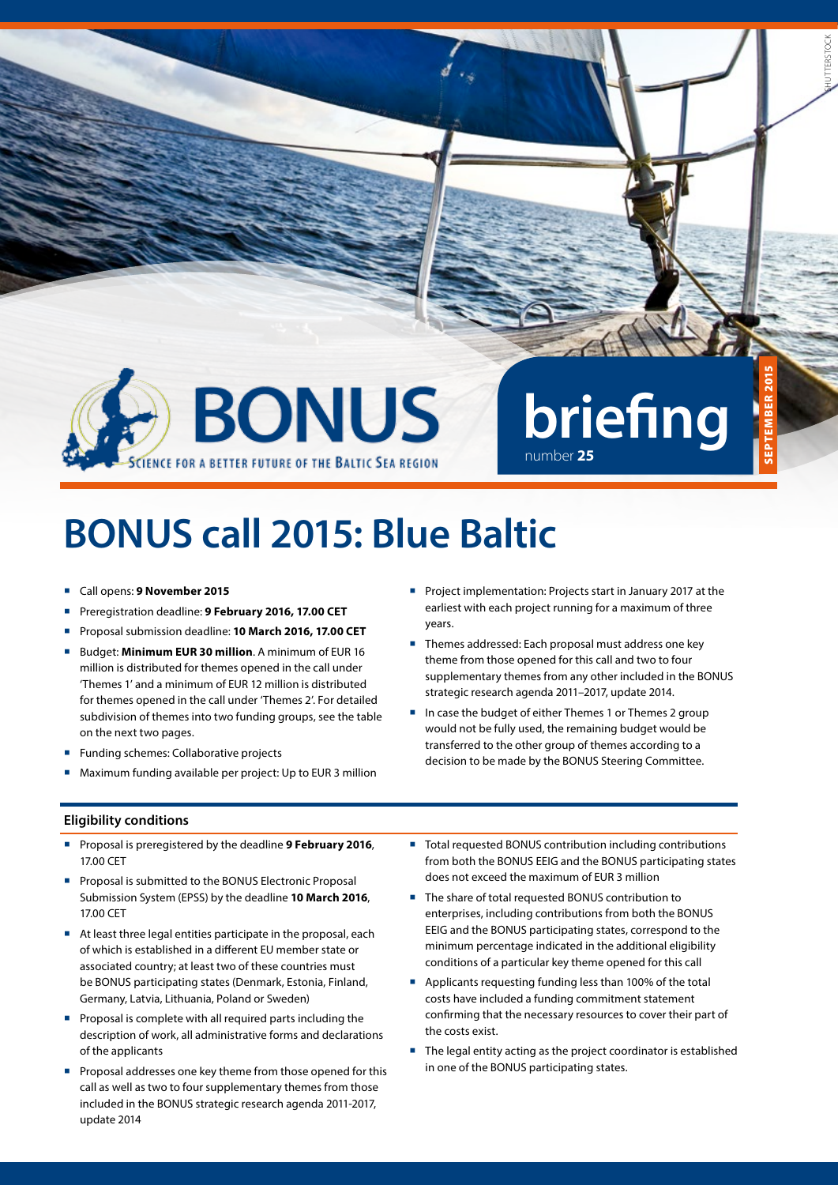BONUS

SCIENCE FOR A BETTER FUTURE OF THE BALTIC SEA REGION

briefing

number **25**

SEPTEMBER 2015

# BONUS call 2015: Blue Baltic

- Call opens: **9 November 2015**
- Preregistration deadline: **9 February 2016, 17.00 CET**
- Proposal submission deadline: **10 March 2016, 17.00 CET**
- Budget: **Minimum EUR 30 million**. A minimum of EUR 16 million is distributed for themes opened in the call under 'Themes 1' and a minimum of EUR 12 million is distributed for themes opened in the call under 'Themes 2'. For detailed subdivision of themes into two funding groups, see the table on the next two pages.
- Funding schemes: Collaborative projects
- Maximum funding available per project: Up to EUR 3 million
- Project implementation: Projects start in January 2017 at the earliest with each project running for a maximum of three years.
- Themes addressed: Each proposal must address one key theme from those opened for this call and two to four supplementary themes from any other included in the BONUS strategic research agenda 2011–2017, update 2014.
- In case the budget of either Themes 1 or Themes 2 group would not be fully used, the remaining budget would be transferred to the other group of themes according to a decision to be made by the BONUS Steering Committee.

## Eligibility conditions

- Proposal is preregistered by the deadline **9 February 2016**, 17.00 CET
- Proposal is submitted to the BONUS Electronic Proposal Submission System (EPSS) by the deadline **10 March 2016**, 17.00 CET
- At least three legal entities participate in the proposal, each of which is established in a different EU member state or associated country; at least two of these countries must be BONUS participating states (Denmark, Estonia, Finland, Germany, Latvia, Lithuania, Poland or Sweden)
- Proposal is complete with all required parts including the description of work, all administrative forms and declarations of the applicants
- Proposal addresses one key theme from those opened for this call as well as two to four supplementary themes from those included in the BONUS strategic research agenda 2011-2017, update 2014
- Total requested BONUS contribution including contributions from both the BONUS EEIG and the BONUS participating states does not exceed the maximum of EUR 3 million
- The share of total requested BONUS contribution to enterprises, including contributions from both the BONUS EEIG and the BONUS participating states, correspond to the minimum percentage indicated in the additional eligibility conditions of a particular key theme opened for this call
- Applicants requesting funding less than 100% of the total costs have included a funding commitment statement confirming that the necessary resources to cover their part of the costs exist.
- The legal entity acting as the project coordinator is established in one of the BONUS participating states.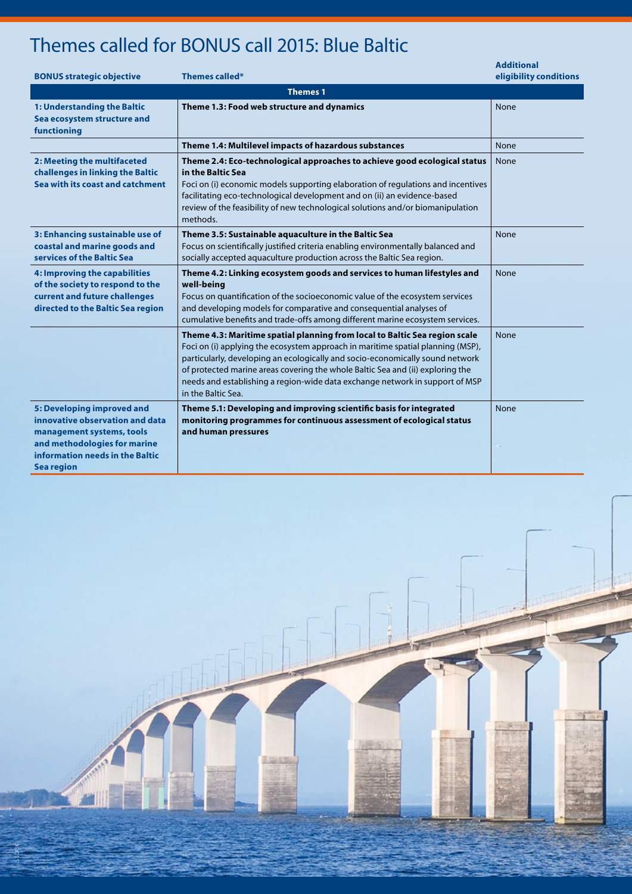# Themes called for BONUS call 2015: Blue Baltic

| BONUS strategic objective | Themes called* | Additional eligibility conditions |
|---|---|---|
| **Themes 1** | | |
| **1: Understanding the Baltic Sea ecosystem structure and functioning** | **Theme 1.3: Food web structure and dynamics** | None |
| | **Theme 1.4: Multilevel impacts of hazardous substances** | None |
| **2: Meeting the multifaceted challenges in linking the Baltic Sea with its coast and catchment** | **Theme 2.4: Eco-technological approaches to achieve good ecological status in the Baltic Sea** Foci on (i) economic models supporting elaboration of regulations and incentives facilitating eco-technological development and on (ii) an evidence-based review of the feasibility of new technological solutions and/or biomanipulation methods. | None |
| **3: Enhancing sustainable use of coastal and marine goods and services of the Baltic Sea** | **Theme 3.5: Sustainable aquaculture in the Baltic Sea** Focus on scientifically justified criteria enabling environmentally balanced and socially accepted aquaculture production across the Baltic Sea region. | None |
| **4: Improving the capabilities of the society to respond to the current and future challenges directed to the Baltic Sea region** | **Theme 4.2: Linking ecosystem goods and services to human lifestyles and well-being** Focus on quantification of the socioeconomic value of the ecosystem services and developing models for comparative and consequential analyses of cumulative benefits and trade-offs among different marine ecosystem services. | None |
| | **Theme 4.3: Maritime spatial planning from local to Baltic Sea region scale** Foci on (i) applying the ecosystem approach in maritime spatial planning (MSP), particularly, developing an ecologically and socio-economically sound network of protected marine areas covering the whole Baltic Sea and (ii) exploring the needs and establishing a region-wide data exchange network in support of MSP in the Baltic Sea. | None |
| **5: Developing improved and innovative observation and data management systems, tools and methodologies for marine information needs in the Baltic Sea region** | **Theme 5.1: Developing and improving scientific basis for integrated monitoring programmes for continuous assessment of ecological status and human pressures** | None |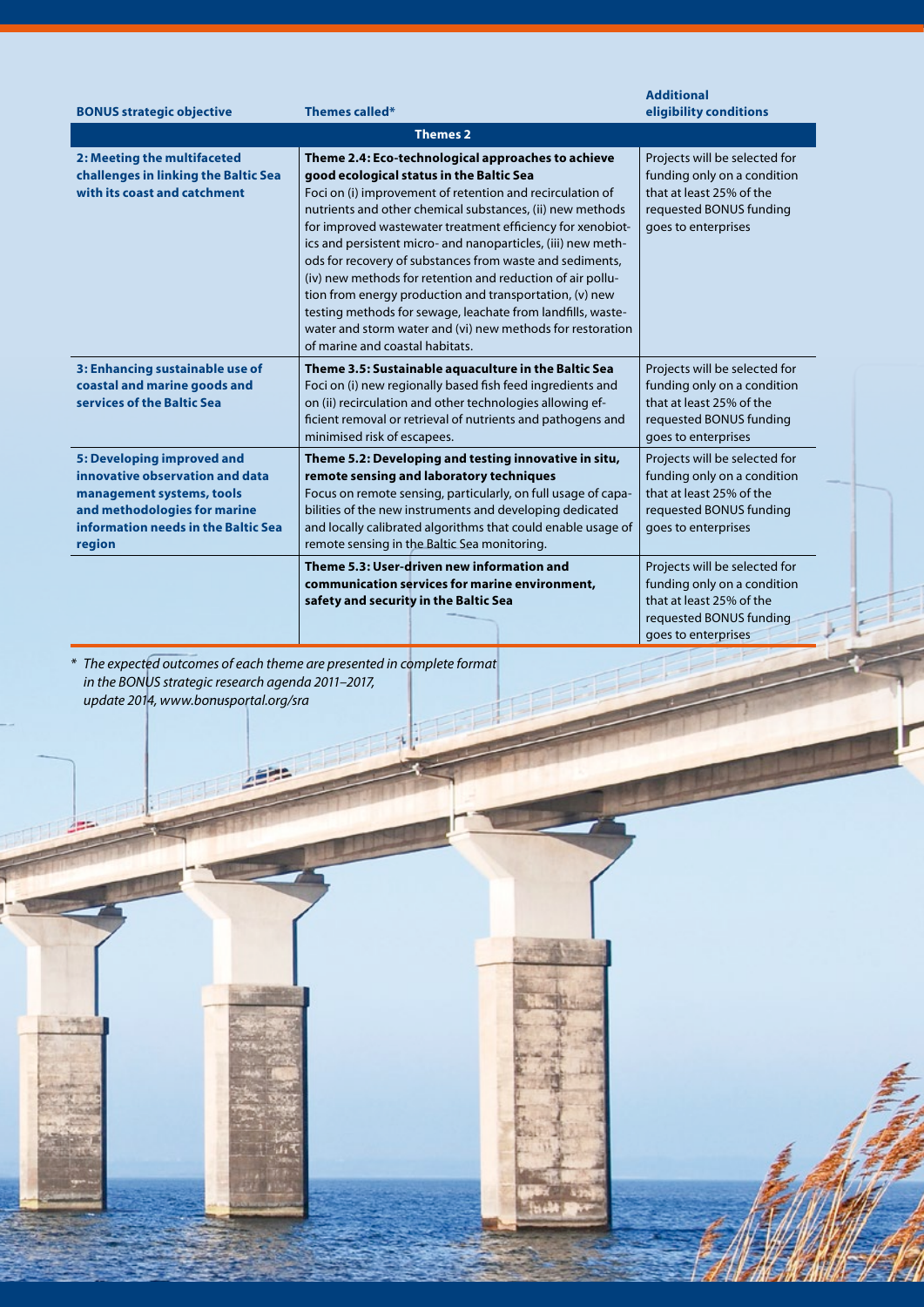| BONUS strategic objective | Themes called* | Additional eligibility conditions |
|---|---|---|
| **Themes 2** | | |
| **2: Meeting the multifaceted challenges in linking the Baltic Sea with its coast and catchment** | **Theme 2.4: Eco-technological approaches to achieve good ecological status in the Baltic Sea** Foci on (i) improvement of retention and recirculation of nutrients and other chemical substances, (ii) new methods for improved wastewater treatment efficiency for xenobiotics and persistent micro- and nanoparticles, (iii) new methods for recovery of substances from waste and sediments, (iv) new methods for retention and reduction of air pollution from energy production and transportation, (v) new testing methods for sewage, leachate from landfills, wastewater and storm water and (vi) new methods for restoration of marine and coastal habitats. | Projects will be selected for funding only on a condition that at least 25% of the requested BONUS funding goes to enterprises |
| **3: Enhancing sustainable use of coastal and marine goods and services of the Baltic Sea** | **Theme 3.5: Sustainable aquaculture in the Baltic Sea** Foci on (i) new regionally based fish feed ingredients and on (ii) recirculation and other technologies allowing efficient removal or retrieval of nutrients and pathogens and minimised risk of escapees. | Projects will be selected for funding only on a condition that at least 25% of the requested BONUS funding goes to enterprises |
| **5: Developing improved and innovative observation and data management systems, tools and methodologies for marine information needs in the Baltic Sea region** | **Theme 5.2: Developing and testing innovative in situ, remote sensing and laboratory techniques** Focus on remote sensing, particularly, on full usage of capabilities of the new instruments and developing dedicated and locally calibrated algorithms that could enable usage of remote sensing in the Baltic Sea monitoring. | Projects will be selected for funding only on a condition that at least 25% of the requested BONUS funding goes to enterprises |
| | **Theme 5.3: User-driven new information and communication services for marine environment, safety and security in the Baltic Sea** | Projects will be selected for funding only on a condition that at least 25% of the requested BONUS funding goes to enterprises |

*\* The expected outcomes of each theme are presented in complete format in the BONUS strategic research agenda 2011–2017, update 2014, www.bonusportal.org/sra*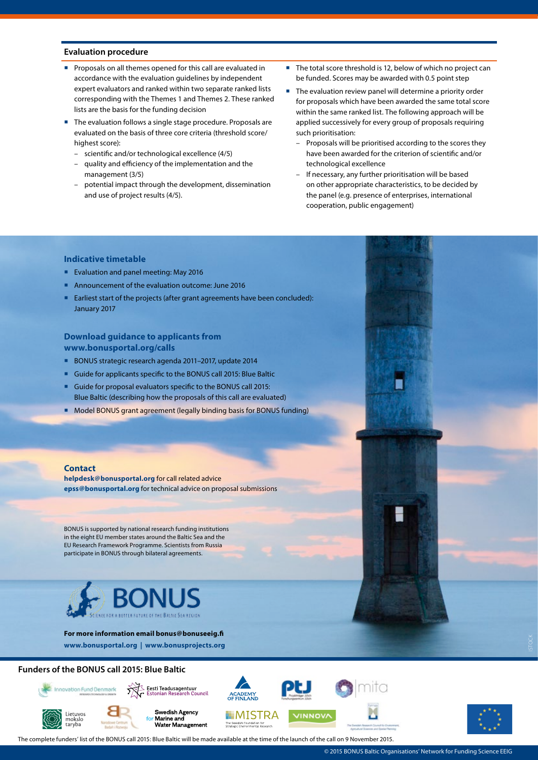## Evaluation procedure

- Proposals on all themes opened for this call are evaluated in accordance with the evaluation guidelines by independent expert evaluators and ranked within two separate ranked lists corresponding with the Themes 1 and Themes 2. These ranked lists are the basis for the funding decision
- The evaluation follows a single stage procedure. Proposals are evaluated on the basis of three core criteria (threshold score/highest score):
  - scientific and/or technological excellence (4/5)
  - quality and efficiency of the implementation and the management (3/5)
  - potential impact through the development, dissemination and use of project results (4/5).
- The total score threshold is 12, below of which no project can be funded. Scores may be awarded with 0.5 point step
- The evaluation review panel will determine a priority order for proposals which have been awarded the same total score within the same ranked list. The following approach will be applied successively for every group of proposals requiring such prioritisation:
  - Proposals will be prioritised according to the scores they have been awarded for the criterion of scientific and/or technological excellence
  - If necessary, any further prioritisation will be based on other appropriate characteristics, to be decided by the panel (e.g. presence of enterprises, international cooperation, public engagement)

### Indicative timetable

- Evaluation and panel meeting: May 2016
- Announcement of the evaluation outcome: June 2016
- Earliest start of the projects (after grant agreements have been concluded): January 2017

### Download guidance to applicants from www.bonusportal.org/calls

- BONUS strategic research agenda 2011–2017, update 2014
- Guide for applicants specific to the BONUS call 2015: Blue Baltic
- Guide for proposal evaluators specific to the BONUS call 2015: Blue Baltic (describing how the proposals of this call are evaluated)
- Model BONUS grant agreement (legally binding basis for BONUS funding)

### Contact

**helpdesk@bonusportal.org** for call related advice
**epss@bonusportal.org** for technical advice on proposal submissions

BONUS is supported by national research funding institutions in the eight EU member states around the Baltic Sea and the EU Research Framework Programme. Scientists from Russia participate in BONUS through bilateral agreements.

BONUS
SCIENCE FOR A BETTER FUTURE OF THE BALTIC SEA REGION

**For more information email bonus@bonuseeig.fi**
**www.bonusportal.org | www.bonusprojects.org**

### Funders of the BONUS call 2015: Blue Baltic

Innovation Fund Denmark · Eesti Teadusagentuur Estonian Research Council · Academy of Finland · PtJ · mita · Lietuvos mokslo taryba · Narodowe Centrum Badań i Rozwoju · Swedish Agency for Marine and Water Management · MISTRA The Swedish Foundation for Strategic Environmental Research · VINNOVA · Formas

The complete funders' list of the BONUS call 2015: Blue Baltic will be made available at the time of the launch of the call on 9 November 2015.

© 2015 BONUS Baltic Organisations' Network for Funding Science EEIG